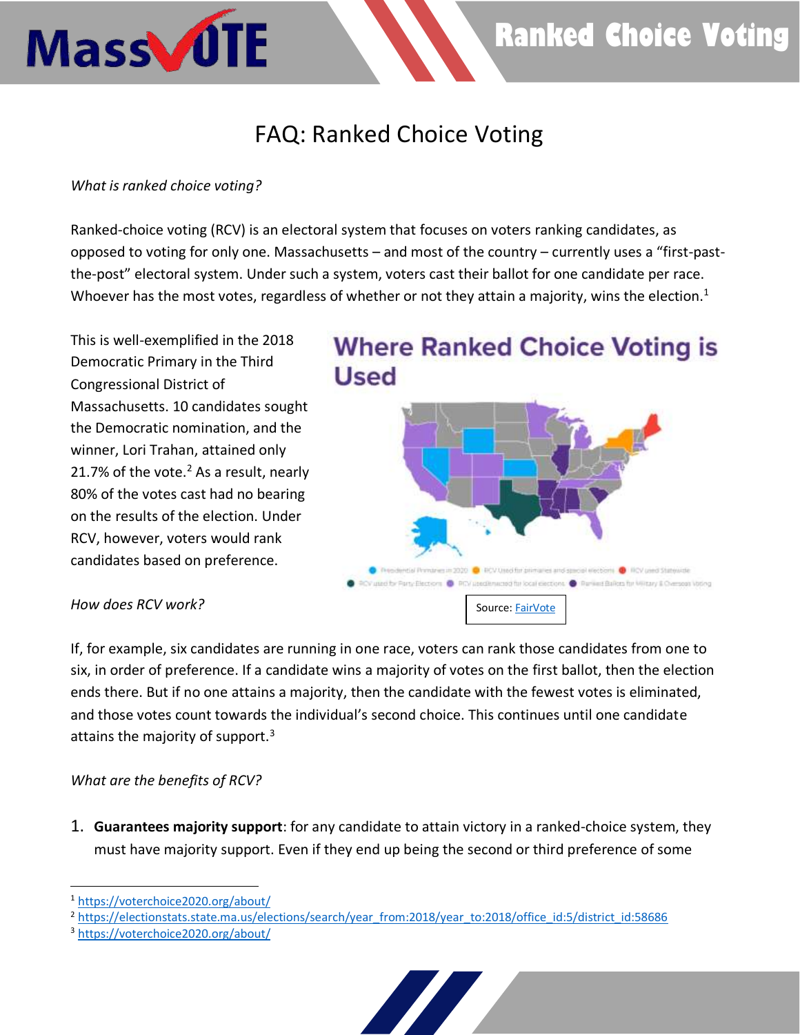# FAQ: Ranked Choice Voting

*What is ranked choice voting?*

Ranked-choice voting (RCV) is an electoral system that focuses on voters ranking candidates, as opposed to voting for only one. Massachusetts – and most of the country – currently uses a "first-past-the-post" electoral system. Under such a system, voters cast their ballot for one candidate per race. Whoever has the most votes, regardless of whether or not they attain a majority, wins the election.[1]

This is well-exemplified in the 2018 Democratic Primary in the Third Congressional District of Massachusetts. 10 candidates sought the Democratic nomination, and the winner, Lori Trahan, attained only 21.7% of the vote.[2] As a result, nearly 80% of the votes cast had no bearing on the results of the election. Under RCV, however, voters would rank candidates based on preference.

Where Ranked Choice Voting is Used

Source: FairVote

*How does RCV work?*

If, for example, six candidates are running in one race, voters can rank those candidates from one to six, in order of preference. If a candidate wins a majority of votes on the first ballot, then the election ends there. But if no one attains a majority, then the candidate with the fewest votes is eliminated, and those votes count towards the individual's second choice. This continues until one candidate attains the majority of support.[3]

*What are the benefits of RCV?*

1. **Guarantees majority support**: for any candidate to attain victory in a ranked-choice system, they must have majority support. Even if they end up being the second or third preference of some

---

[1] https://voterchoice2020.org/about/
[2] https://electionstats.state.ma.us/elections/search/year_from:2018/year_to:2018/office_id:5/district_id:58686
[3] https://voterchoice2020.org/about/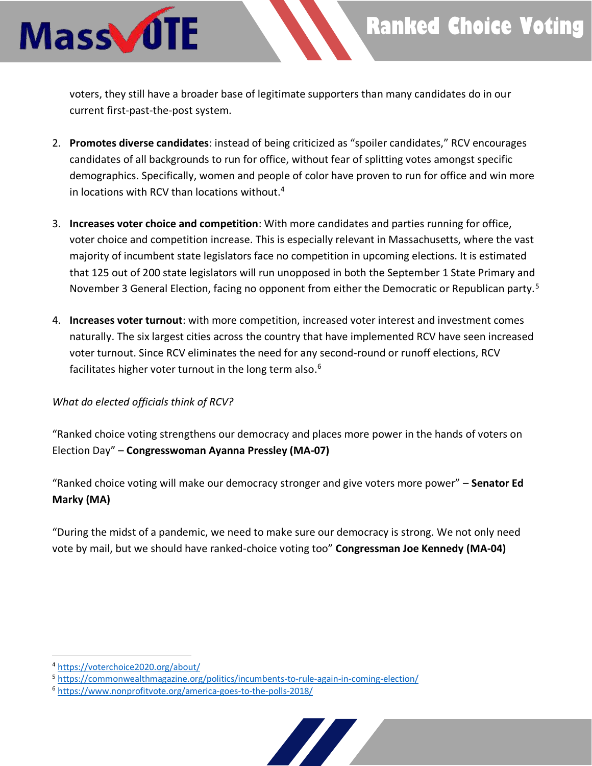voters, they still have a broader base of legitimate supporters than many candidates do in our current first-past-the-post system.

2. **Promotes diverse candidates**: instead of being criticized as "spoiler candidates," RCV encourages candidates of all backgrounds to run for office, without fear of splitting votes amongst specific demographics. Specifically, women and people of color have proven to run for office and win more in locations with RCV than locations without.[4]

3. **Increases voter choice and competition**: With more candidates and parties running for office, voter choice and competition increase. This is especially relevant in Massachusetts, where the vast majority of incumbent state legislators face no competition in upcoming elections. It is estimated that 125 out of 200 state legislators will run unopposed in both the September 1 State Primary and November 3 General Election, facing no opponent from either the Democratic or Republican party.[5]

4. **Increases voter turnout**: with more competition, increased voter interest and investment comes naturally. The six largest cities across the country that have implemented RCV have seen increased voter turnout. Since RCV eliminates the need for any second-round or runoff elections, RCV facilitates higher voter turnout in the long term also.[6]

*What do elected officials think of RCV?*

"Ranked choice voting strengthens our democracy and places more power in the hands of voters on Election Day" – **Congresswoman Ayanna Pressley (MA-07)**

"Ranked choice voting will make our democracy stronger and give voters more power" – **Senator Ed Marky (MA)**

"During the midst of a pandemic, we need to make sure our democracy is strong. We not only need vote by mail, but we should have ranked-choice voting too" **Congressman Joe Kennedy (MA-04)**

---

[4] https://voterchoice2020.org/about/

[5] https://commonwealthmagazine.org/politics/incumbents-to-rule-again-in-coming-election/

[6] https://www.nonprofitvote.org/america-goes-to-the-polls-2018/